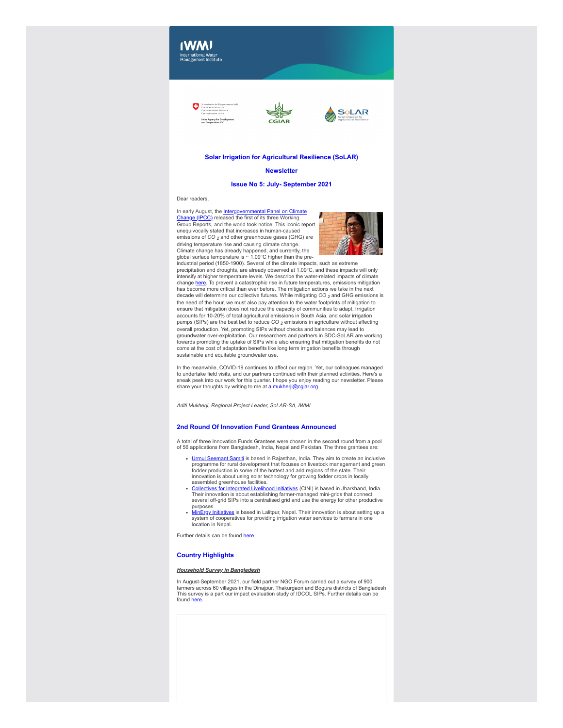# Solar Irrigation for Agricultural Resilience (SoLAR)

## Newsletter

### Issue No 5: July- September 2021

Dear readers,

In early August, the Intergovernmental Panel on Climate Change (IPCC) released the first of its three Working Group Reports, and the world took notice. This iconic report unequivocally stated that increases in human-caused emissions of $CO_2$ and other greenhouse gases (GHG) are driving temperature rise and causing climate change. Climate change has already happened, and currently, the global surface temperature is ~ 1.09°C higher than the pre-industrial period (1850-1900). Several of the climate impacts, such as extreme precipitation and droughts, are already observed at 1.09°C, and these impacts will only intensify at higher temperature levels. We describe the water-related impacts of climate change here. To prevent a catastrophic rise in future temperatures, emissions mitigation has become more critical than ever before. The mitigation actions we take in the next decade will determine our collective futures. While mitigating $CO_2$ and GHG emissions is the need of the hour, we must also pay attention to the water footprints of mitigation to ensure that mitigation does not reduce the capacity of communities to adapt. Irrigation accounts for 10-20% of total agricultural emissions in South Asia, and solar irrigation pumps (SIPs) are the best bet to reduce $CO_2$ emissions in agriculture without affecting overall production. Yet, promoting SIPs without checks and balances may lead to groundwater over-exploitation. Our researchers and partners in SDC-SoLAR are working towards promoting the uptake of SIPs while also ensuring that mitigation benefits do not come at the cost of adaptation benefits like long term irrigation benefits through sustainable and equitable groundwater use.

In the meanwhile, COVID-19 continues to affect our region. Yet, our colleagues managed to undertake field visits, and our partners continued with their planned activities. Here's a sneak peek into our work for this quarter. I hope you enjoy reading our newsletter. Please share your thoughts by writing to me at a.mukherji@cgiar.org.

*Aditi Mukherji, Regional Project Leader, SoLAR-SA, IWMI*

## 2nd Round Of Innovation Fund Grantees Announced

A total of three Innovation Funds Grantees were chosen in the second round from a pool of 56 applications from Bangladesh, India, Nepal and Pakistan. The three grantees are:

- Urmul Seemant Samiti is based in Rajasthan, India. They aim to create an inclusive programme for rural development that focuses on livestock management and green fodder production in some of the hottest and arid regions of the state. Their innovation is about using solar technology for growing fodder crops in locally assembled greenhouse facilities.
- Collectives for Integrated Livelihood Initiatives (CINI) is based in Jharkhand, India. Their innovation is about establishing farmer-managed mini-grids that connect several off-grid SIPs into a centralised grid and use the energy for other productive purposes.
- MinErgy Initiatives is based in Lalitpur, Nepal. Their innovation is about setting up a system of cooperatives for providing irrigation water services to farmers in one location in Nepal.

Further details can be found here.

## Country Highlights

***Household Survey in Bangladesh***

In August-September 2021, our field partner NGO Forum carried out a survey of 900 farmers across 60 villages in the Dinajpur, Thakurgaon and Bogura districts of Bangladesh This survey is a part our impact evaluation study of IDCOL SIPs. Further details can be found here.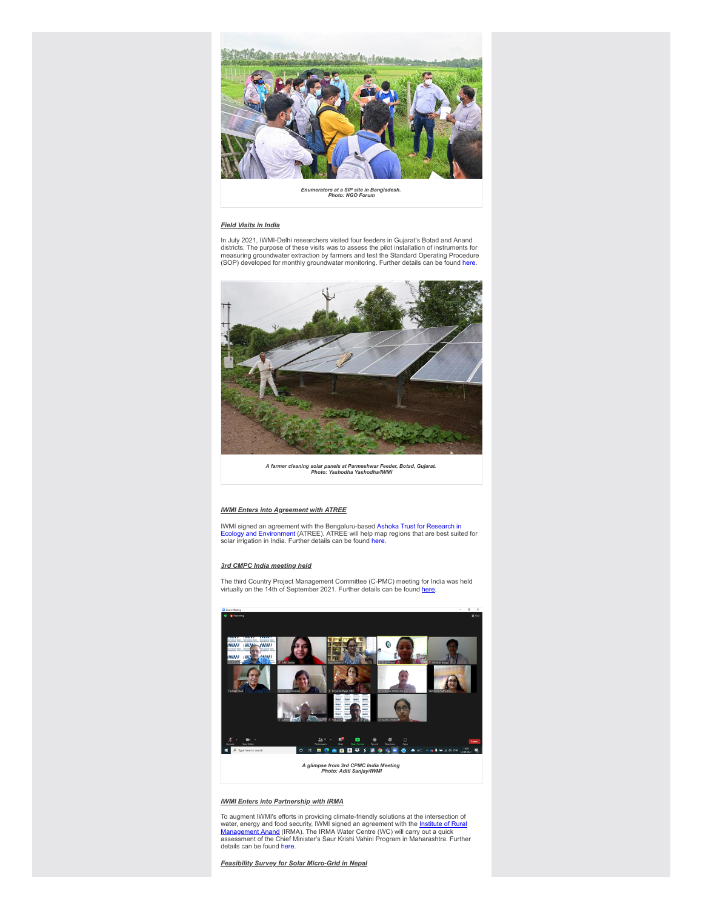*Enumerators at a SIP site in Bangladesh.*
*Photo: NGO Forum*

***Field Visits in India***

In July 2021, IWMI-Delhi researchers visited four feeders in Gujarat's Botad and Anand districts. The purpose of these visits was to assess the pilot installation of instruments for measuring groundwater extraction by farmers and test the Standard Operating Procedure (SOP) developed for monthly groundwater monitoring. Further details can be found here.

*A farmer cleaning solar panels at Parmeshwar Feeder, Botad, Gujarat.*
*Photo: Yashodha Yashodha/IWMI*

***IWMI Enters into Agreement with ATREE***

IWMI signed an agreement with the Bengaluru-based Ashoka Trust for Research in Ecology and Environment (ATREE). ATREE will help map regions that are best suited for solar irrigation in India. Further details can be found here.

***3rd CMPC India meeting held***

The third Country Project Management Committee (C-PMC) meeting for India was held virtually on the 14th of September 2021. Further details can be found here.

*A glimpse from 3rd CPMC India Meeting*
*Photo: Aditi Sanjay/IWMI*

***IWMI Enters into Partnership with IRMA***

To augment IWMI's efforts in providing climate-friendly solutions at the intersection of water, energy and food security, IWMI signed an agreement with the Institute of Rural Management Anand (IRMA). The IRMA Water Centre (WC) will carry out a quick assessment of the Chief Minister's Saur Krishi Vahini Program in Maharashtra. Further details can be found here.

***Feasibility Survey for Solar Micro-Grid in Nepal***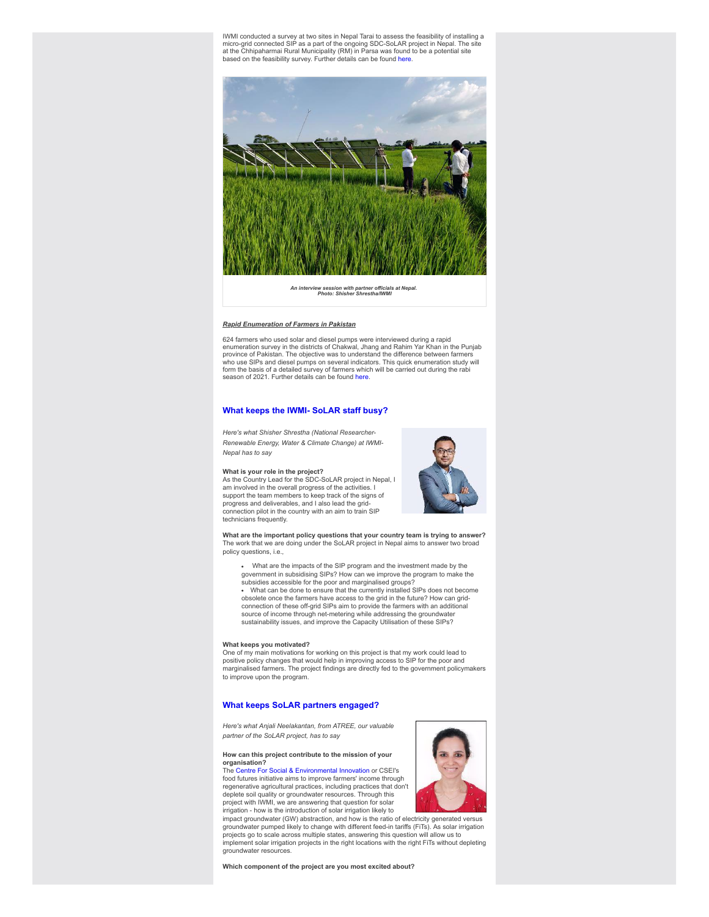IWMI conducted a survey at two sites in Nepal Tarai to assess the feasibility of installing a micro-grid connected SIP as a part of the ongoing SDC-SoLAR project in Nepal. The site at the Chhipaharmai Rural Municipality (RM) in Parsa was found to be a potential site based on the feasibility survey. Further details can be found here.

*An interview session with partner officials at Nepal.*
*Photo: Shisher Shrestha/IWMI*

***Rapid Enumeration of Farmers in Pakistan***

624 farmers who used solar and diesel pumps were interviewed during a rapid enumeration survey in the districts of Chakwal, Jhang and Rahim Yar Khan in the Punjab province of Pakistan. The objective was to understand the difference between farmers who use SIPs and diesel pumps on several indicators. This quick enumeration study will form the basis of a detailed survey of farmers which will be carried out during the rabi season of 2021. Further details can be found here.

## What keeps the IWMI- SoLAR staff busy?

*Here's what Shisher Shrestha (National Researcher-Renewable Energy, Water & Climate Change) at IWMI-Nepal has to say*

**What is your role in the project?**
As the Country Lead for the SDC-SoLAR project in Nepal, I am involved in the overall progress of the activities. I support the team members to keep track of the signs of progress and deliverables, and I also lead the grid-connection pilot in the country with an aim to train SIP technicians frequently.

**What are the important policy questions that your country team is trying to answer?**
The work that we are doing under the SoLAR project in Nepal aims to answer two broad policy questions, i.e.,

- What are the impacts of the SIP program and the investment made by the government in subsidising SIPs? How can we improve the program to make the subsidies accessible for the poor and marginalised groups?
- What can be done to ensure that the currently installed SIPs does not become obsolete once the farmers have access to the grid in the future? How can grid-connection of these off-grid SIPs aim to provide the farmers with an additional source of income through net-metering while addressing the groundwater sustainability issues, and improve the Capacity Utilisation of these SIPs?

**What keeps you motivated?**
One of my main motivations for working on this project is that my work could lead to positive policy changes that would help in improving access to SIP for the poor and marginalised farmers. The project findings are directly fed to the government policymakers to improve upon the program.

## What keeps SoLAR partners engaged?

*Here's what Anjali Neelakantan, from ATREE, our valuable partner of the SoLAR project, has to say*

**How can this project contribute to the mission of your organisation?**
The Centre For Social & Environmental Innovation or CSEI's food futures initiative aims to improve farmers' income through regenerative agricultural practices, including practices that don't deplete soil quality or groundwater resources. Through this project with IWMI, we are answering that question for solar irrigation - how is the introduction of solar irrigation likely to impact groundwater (GW) abstraction, and how is the ratio of electricity generated versus groundwater pumped likely to change with different feed-in tariffs (FiTs). As solar irrigation projects go to scale across multiple states, answering this question will allow us to implement solar irrigation projects in the right locations with the right FiTs without depleting groundwater resources.

**Which component of the project are you most excited about?**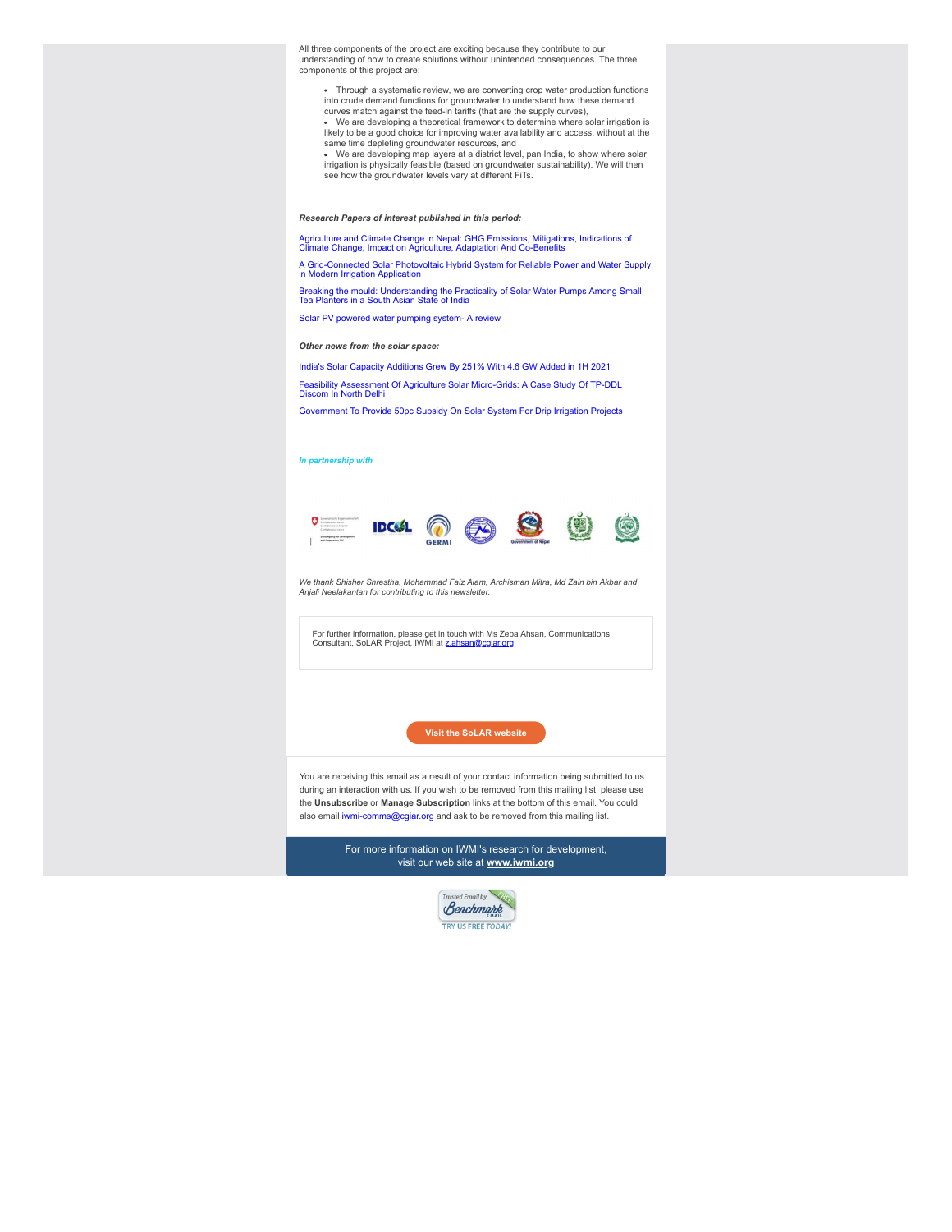All three components of the project are exciting because they contribute to our understanding of how to create solutions without unintended consequences. The three components of this project are:

- Through a systematic review, we are converting crop water production functions into crude demand functions for groundwater to understand how these demand curves match against the feed-in tariffs (that are the supply curves),
- We are developing a theoretical framework to determine where solar irrigation is likely to be a good choice for improving water availability and access, without at the same time depleting groundwater resources, and
- We are developing map layers at a district level, pan India, to show where solar irrigation is physically feasible (based on groundwater sustainability). We will then see how the groundwater levels vary at different FiTs.

***Research Papers of interest published in this period:***

Agriculture and Climate Change in Nepal: GHG Emissions, Mitigations, Indications of Climate Change, Impact on Agriculture, Adaptation And Co-Benefits

A Grid-Connected Solar Photovoltaic Hybrid System for Reliable Power and Water Supply in Modern Irrigation Application

Breaking the mould: Understanding the Practicality of Solar Water Pumps Among Small Tea Planters in a South Asian State of India

Solar PV powered water pumping system- A review

***Other news from the solar space:***

India's Solar Capacity Additions Grew By 251% With 4.6 GW Added in 1H 2021

Feasibility Assessment Of Agriculture Solar Micro-Grids: A Case Study Of TP-DDL Discom In North Delhi

Government To Provide 50pc Subsidy On Solar System For Drip Irrigation Projects

***In partnership with***

*We thank Shisher Shrestha, Mohammad Faiz Alam, Archisman Mitra, Md Zain bin Akbar and Anjali Neelakantan for contributing to this newsletter.*

For further information, please get in touch with Ms Zeba Ahsan, Communications Consultant, SoLAR Project, IWMI at z.ahsan@cgiar.org

**Visit the SoLAR website**

You are receiving this email as a result of your contact information being submitted to us during an interaction with us. If you wish to be removed from this mailing list, please use the **Unsubscribe** or **Manage Subscription** links at the bottom of this email. You could also email iwmi-comms@cgiar.org and ask to be removed from this mailing list.

For more information on IWMI's research for development, visit our web site at **www.iwmi.org**